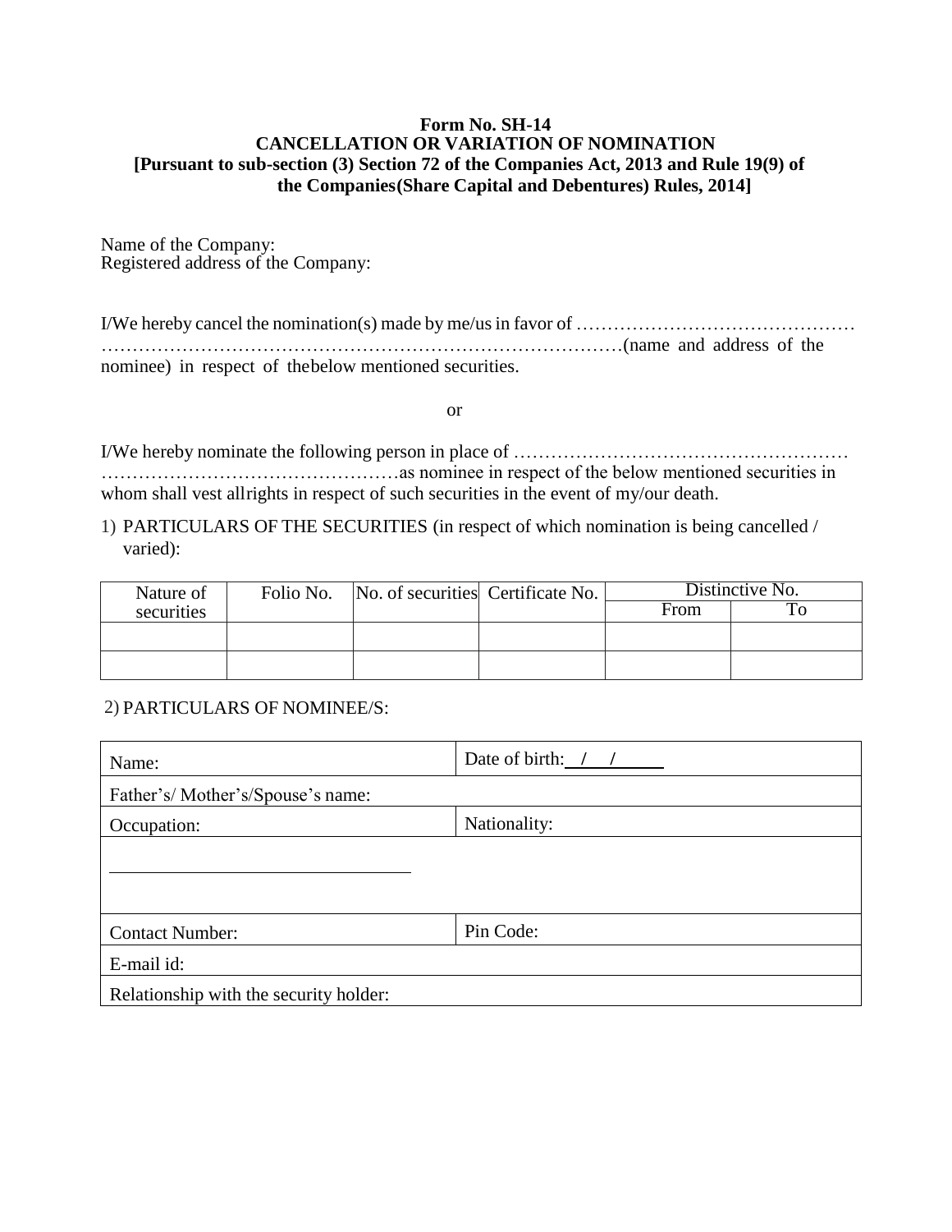**Form No. SH-14**
**CANCELLATION OR VARIATION OF NOMINATION**
**[Pursuant to sub-section (3) Section 72 of the Companies Act, 2013 and Rule 19(9) of the Companies(Share Capital and Debentures) Rules, 2014]**

Name of the Company:
Registered address of the Company:

I/We hereby cancel the nomination(s) made by me/us in favor of ……………………………………… …………………………………………………………………………(name and address of the nominee) in respect of thebelow mentioned securities.

or

I/We hereby nominate the following person in place of ……………………………………………… ………………………………………as nominee in respect of the below mentioned securities in whom shall vest allrights in respect of such securities in the event of my/our death.

1) PARTICULARS OF THE SECURITIES (in respect of which nomination is being cancelled / varied):

| Nature of securities | Folio No. | No. of securities | Certificate No. | Distinctive No. | |
|---|---|---|---|---|---|
| | | | | From | To |
| | | | | | |
| | | | | | |

2) PARTICULARS OF NOMINEE/S:

| | |
|---|---|
| Name: | Date of birth: / / |
| Father's/ Mother's/Spouse's name: | |
| Occupation: | Nationality: |
| ______________________________ | |
| Contact Number: | Pin Code: |
| E-mail id: | |
| Relationship with the security holder: | |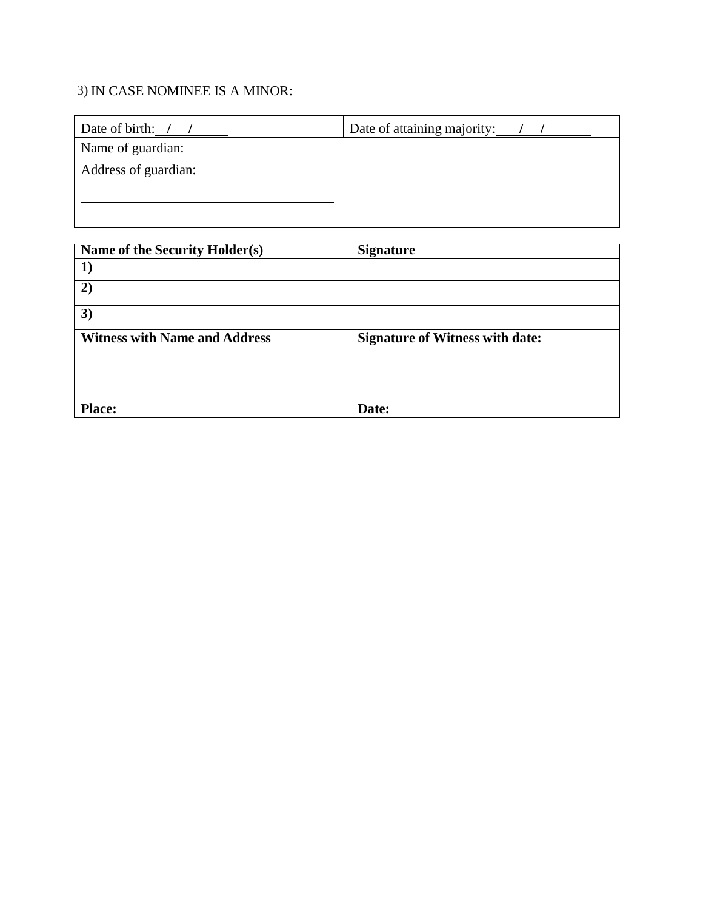3) IN CASE NOMINEE IS A MINOR:

| | |
|---|---|
| Date of birth: \_\_/\_\_/\_\_\_\_\_ | Date of attaining majority: \_\_\_/\_\_/\_\_\_\_\_\_\_ |
| Name of guardian: | |
| Address of guardian: \_\_\_\_\_\_\_\_\_\_\_\_\_\_\_\_\_\_\_\_\_\_\_\_\_\_\_\_\_\_\_\_\_\_\_\_\_\_\_\_\_\_\_\_\_\_\_\_\_\_\_\_\_\_\_\_\_\_\_\_\_\_\_\_\_\_\_\_\_\_\_\_\_\_\_\_\_\_ \_\_\_\_\_\_\_\_\_\_\_\_\_\_\_\_\_\_\_\_\_\_\_\_\_\_\_\_\_\_\_\_\_\_\_\_\_\_\_\_ | |

| **Name of the Security Holder(s)** | **Signature** |
|---|---|
| **1)** | |
| **2)** | |
| **3)** | |
| **Witness with Name and Address** | **Signature of Witness with date:** |
| **Place:** | **Date:** |